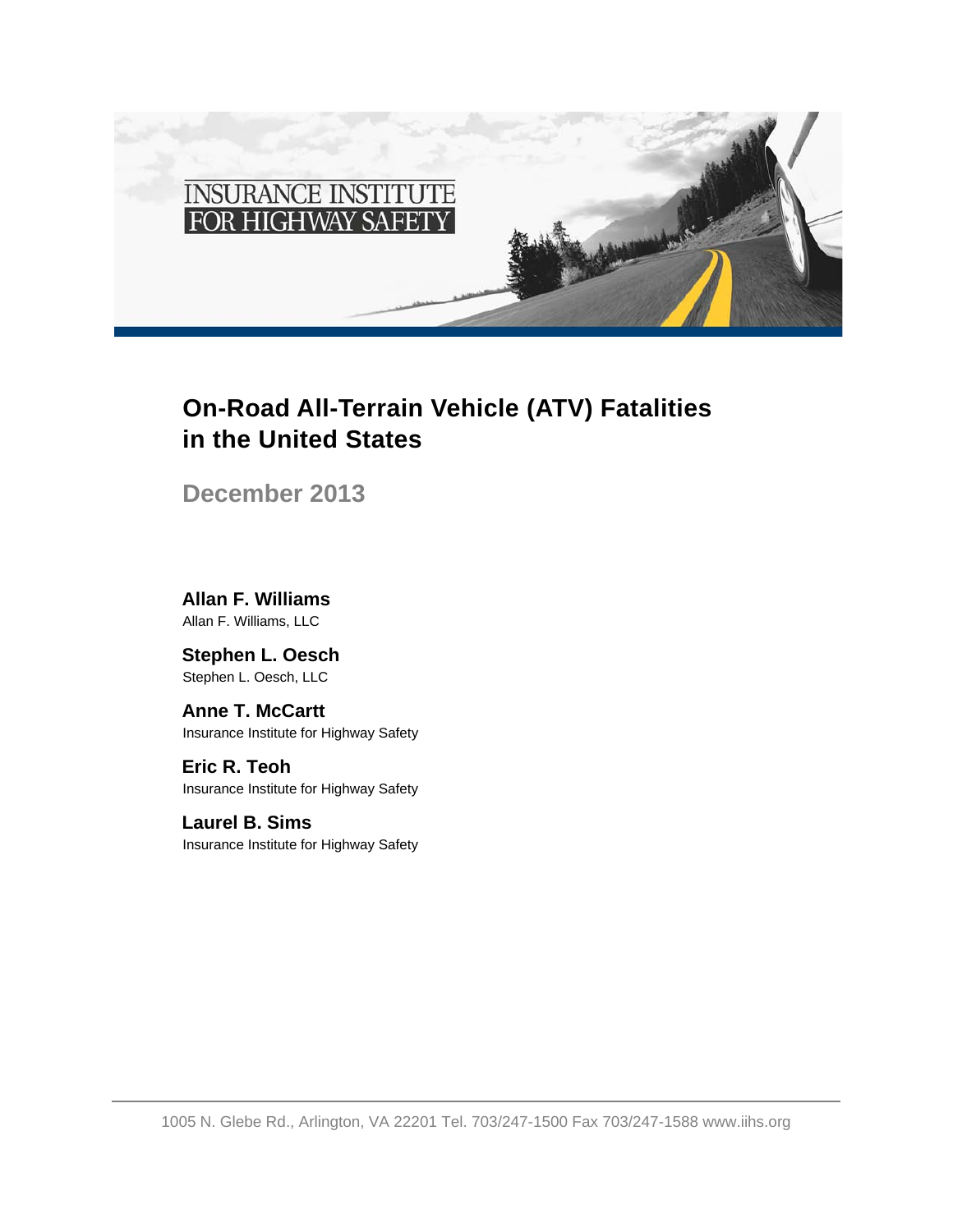INSURANCE INSTITUTE FOR HIGHWAY SAFETY

# On-Road All-Terrain Vehicle (ATV) Fatalities in the United States

## December 2013

**Allan F. Williams**
Allan F. Williams, LLC

**Stephen L. Oesch**
Stephen L. Oesch, LLC

**Anne T. McCartt**
Insurance Institute for Highway Safety

**Eric R. Teoh**
Insurance Institute for Highway Safety

**Laurel B. Sims**
Insurance Institute for Highway Safety

1005 N. Glebe Rd., Arlington, VA 22201 Tel. 703/247-1500 Fax 703/247-1588 www.iihs.org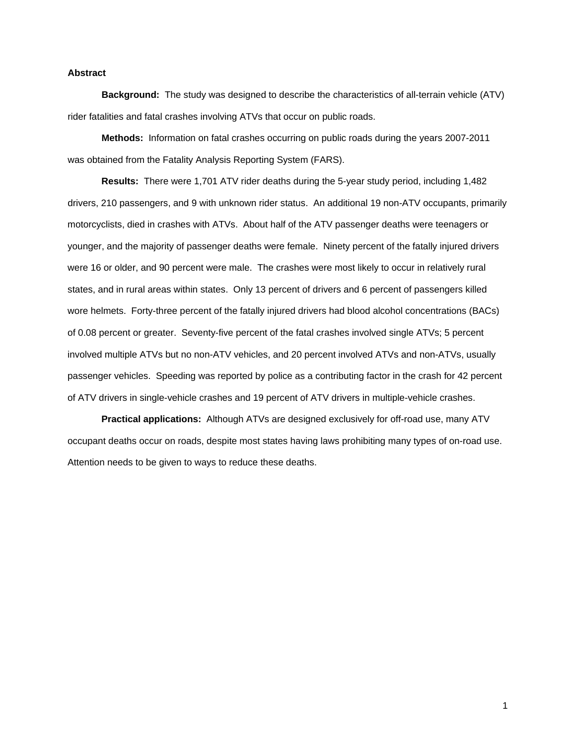## Abstract

**Background:** The study was designed to describe the characteristics of all-terrain vehicle (ATV) rider fatalities and fatal crashes involving ATVs that occur on public roads.

**Methods:** Information on fatal crashes occurring on public roads during the years 2007-2011 was obtained from the Fatality Analysis Reporting System (FARS).

**Results:** There were 1,701 ATV rider deaths during the 5-year study period, including 1,482 drivers, 210 passengers, and 9 with unknown rider status. An additional 19 non-ATV occupants, primarily motorcyclists, died in crashes with ATVs. About half of the ATV passenger deaths were teenagers or younger, and the majority of passenger deaths were female. Ninety percent of the fatally injured drivers were 16 or older, and 90 percent were male. The crashes were most likely to occur in relatively rural states, and in rural areas within states. Only 13 percent of drivers and 6 percent of passengers killed wore helmets. Forty-three percent of the fatally injured drivers had blood alcohol concentrations (BACs) of 0.08 percent or greater. Seventy-five percent of the fatal crashes involved single ATVs; 5 percent involved multiple ATVs but no non-ATV vehicles, and 20 percent involved ATVs and non-ATVs, usually passenger vehicles. Speeding was reported by police as a contributing factor in the crash for 42 percent of ATV drivers in single-vehicle crashes and 19 percent of ATV drivers in multiple-vehicle crashes.

**Practical applications:** Although ATVs are designed exclusively for off-road use, many ATV occupant deaths occur on roads, despite most states having laws prohibiting many types of on-road use. Attention needs to be given to ways to reduce these deaths.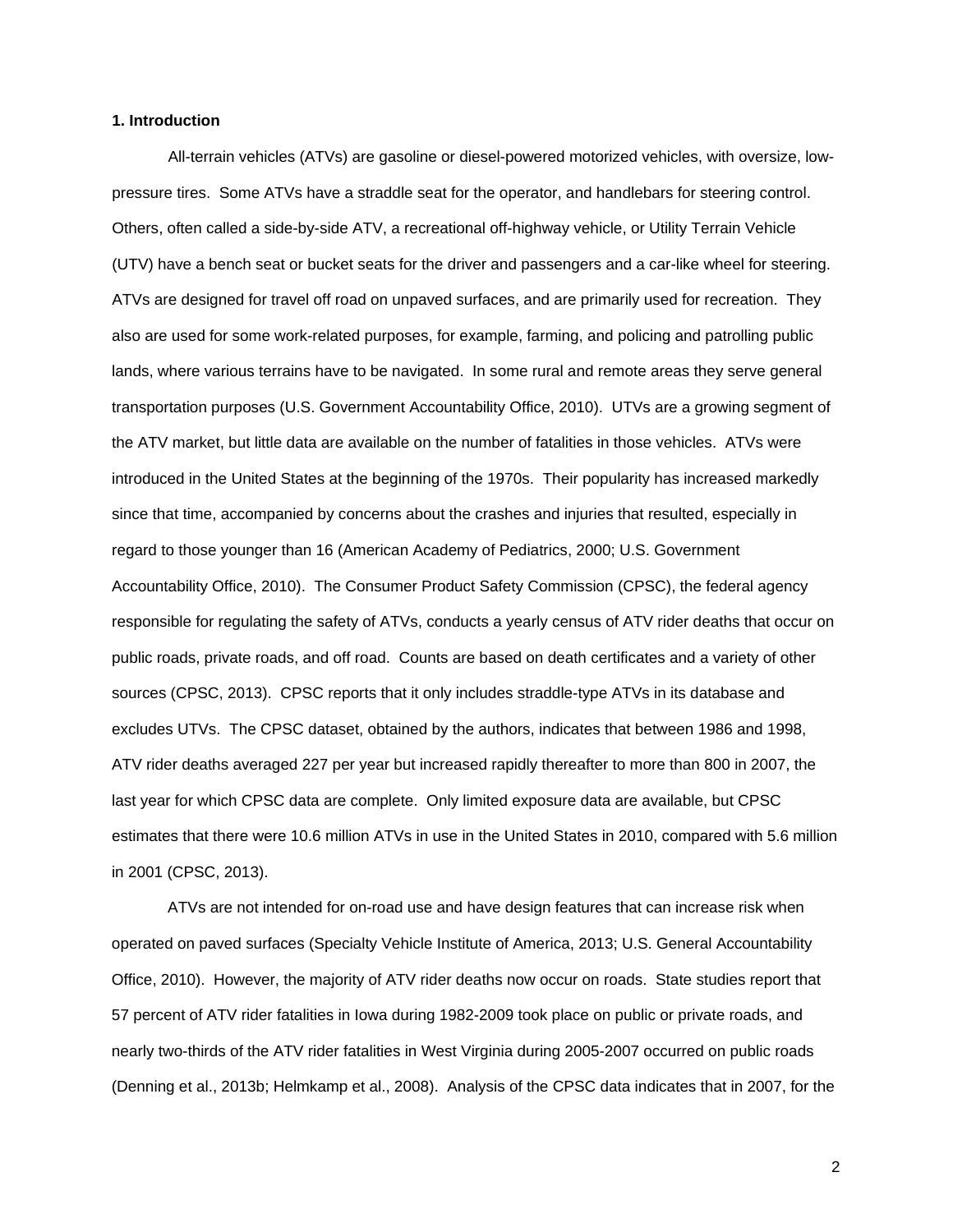## 1. Introduction

All-terrain vehicles (ATVs) are gasoline or diesel-powered motorized vehicles, with oversize, low-pressure tires. Some ATVs have a straddle seat for the operator, and handlebars for steering control. Others, often called a side-by-side ATV, a recreational off-highway vehicle, or Utility Terrain Vehicle (UTV) have a bench seat or bucket seats for the driver and passengers and a car-like wheel for steering. ATVs are designed for travel off road on unpaved surfaces, and are primarily used for recreation. They also are used for some work-related purposes, for example, farming, and policing and patrolling public lands, where various terrains have to be navigated. In some rural and remote areas they serve general transportation purposes (U.S. Government Accountability Office, 2010). UTVs are a growing segment of the ATV market, but little data are available on the number of fatalities in those vehicles. ATVs were introduced in the United States at the beginning of the 1970s. Their popularity has increased markedly since that time, accompanied by concerns about the crashes and injuries that resulted, especially in regard to those younger than 16 (American Academy of Pediatrics, 2000; U.S. Government Accountability Office, 2010). The Consumer Product Safety Commission (CPSC), the federal agency responsible for regulating the safety of ATVs, conducts a yearly census of ATV rider deaths that occur on public roads, private roads, and off road. Counts are based on death certificates and a variety of other sources (CPSC, 2013). CPSC reports that it only includes straddle-type ATVs in its database and excludes UTVs. The CPSC dataset, obtained by the authors, indicates that between 1986 and 1998, ATV rider deaths averaged 227 per year but increased rapidly thereafter to more than 800 in 2007, the last year for which CPSC data are complete. Only limited exposure data are available, but CPSC estimates that there were 10.6 million ATVs in use in the United States in 2010, compared with 5.6 million in 2001 (CPSC, 2013).

ATVs are not intended for on-road use and have design features that can increase risk when operated on paved surfaces (Specialty Vehicle Institute of America, 2013; U.S. General Accountability Office, 2010). However, the majority of ATV rider deaths now occur on roads. State studies report that 57 percent of ATV rider fatalities in Iowa during 1982-2009 took place on public or private roads, and nearly two-thirds of the ATV rider fatalities in West Virginia during 2005-2007 occurred on public roads (Denning et al., 2013b; Helmkamp et al., 2008). Analysis of the CPSC data indicates that in 2007, for the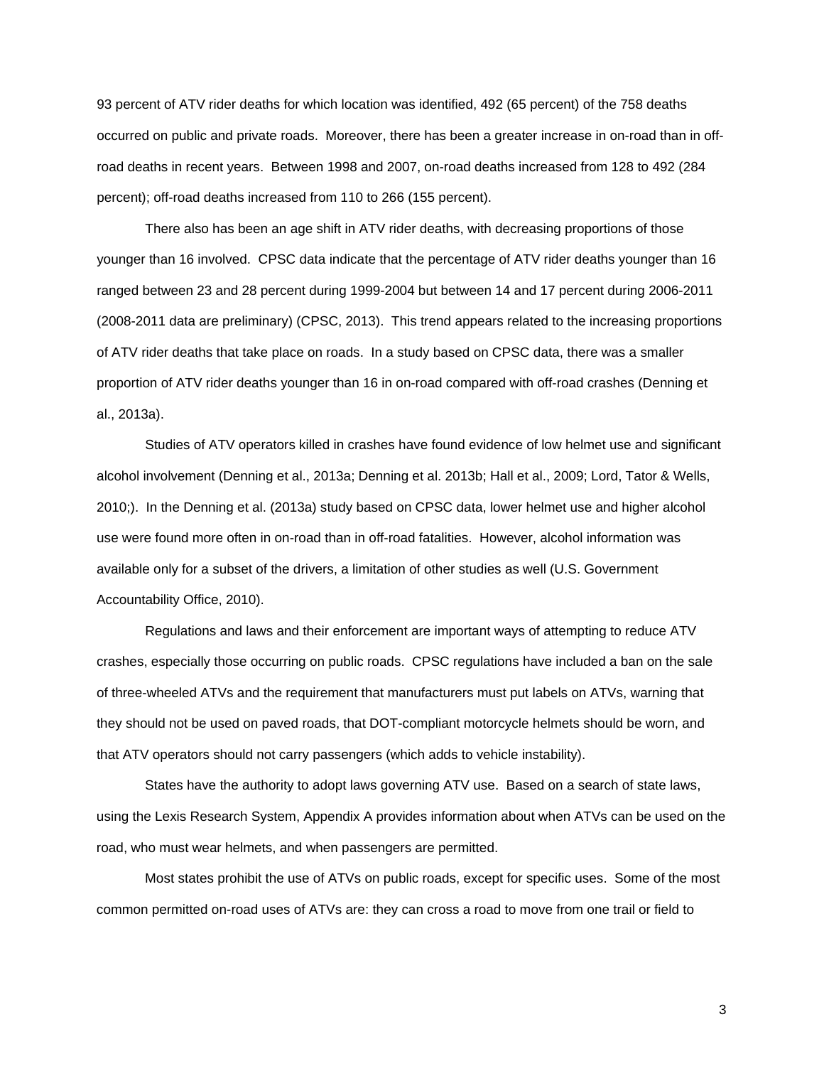93 percent of ATV rider deaths for which location was identified, 492 (65 percent) of the 758 deaths occurred on public and private roads. Moreover, there has been a greater increase in on-road than in off-road deaths in recent years. Between 1998 and 2007, on-road deaths increased from 128 to 492 (284 percent); off-road deaths increased from 110 to 266 (155 percent).

There also has been an age shift in ATV rider deaths, with decreasing proportions of those younger than 16 involved. CPSC data indicate that the percentage of ATV rider deaths younger than 16 ranged between 23 and 28 percent during 1999-2004 but between 14 and 17 percent during 2006-2011 (2008-2011 data are preliminary) (CPSC, 2013). This trend appears related to the increasing proportions of ATV rider deaths that take place on roads. In a study based on CPSC data, there was a smaller proportion of ATV rider deaths younger than 16 in on-road compared with off-road crashes (Denning et al., 2013a).

Studies of ATV operators killed in crashes have found evidence of low helmet use and significant alcohol involvement (Denning et al., 2013a; Denning et al. 2013b; Hall et al., 2009; Lord, Tator & Wells, 2010;). In the Denning et al. (2013a) study based on CPSC data, lower helmet use and higher alcohol use were found more often in on-road than in off-road fatalities. However, alcohol information was available only for a subset of the drivers, a limitation of other studies as well (U.S. Government Accountability Office, 2010).

Regulations and laws and their enforcement are important ways of attempting to reduce ATV crashes, especially those occurring on public roads. CPSC regulations have included a ban on the sale of three-wheeled ATVs and the requirement that manufacturers must put labels on ATVs, warning that they should not be used on paved roads, that DOT-compliant motorcycle helmets should be worn, and that ATV operators should not carry passengers (which adds to vehicle instability).

States have the authority to adopt laws governing ATV use. Based on a search of state laws, using the Lexis Research System, Appendix A provides information about when ATVs can be used on the road, who must wear helmets, and when passengers are permitted.

Most states prohibit the use of ATVs on public roads, except for specific uses. Some of the most common permitted on-road uses of ATVs are: they can cross a road to move from one trail or field to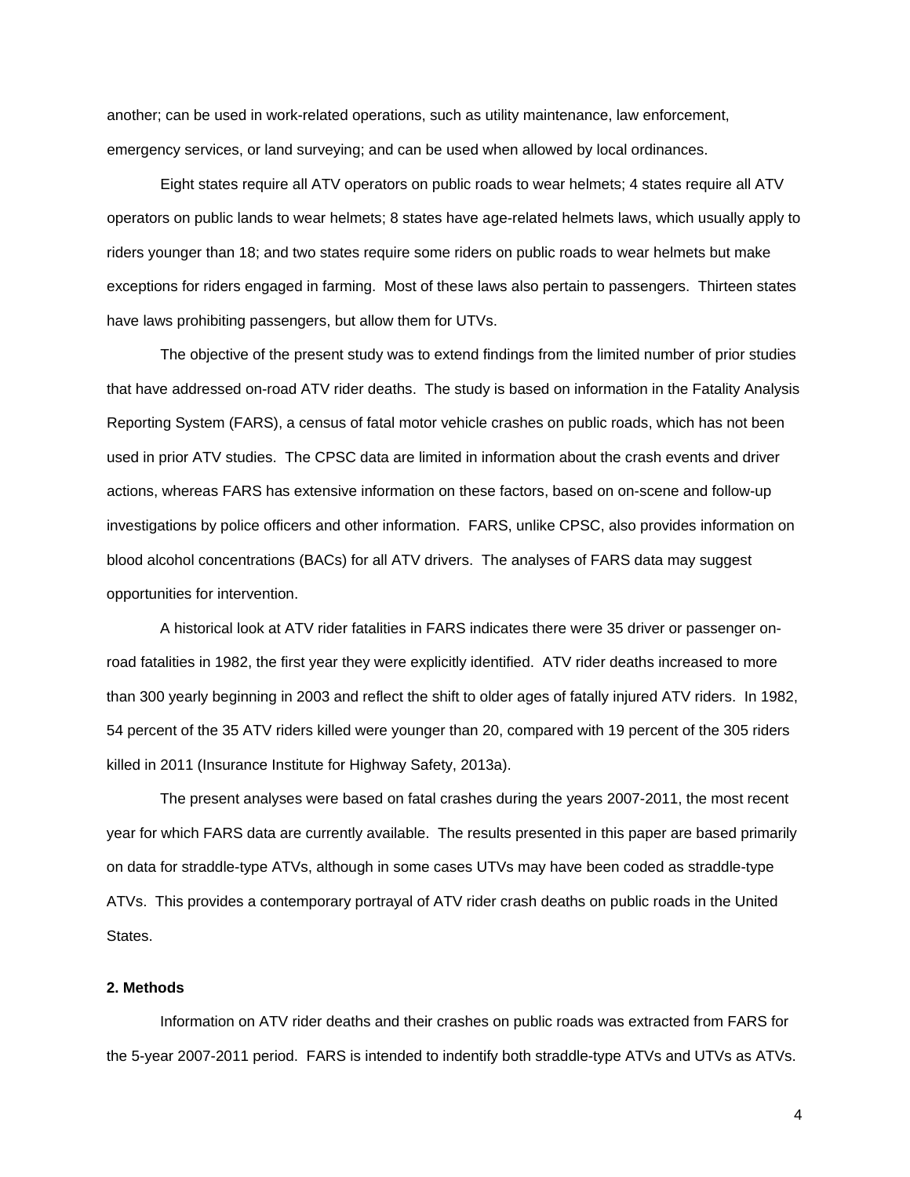another; can be used in work-related operations, such as utility maintenance, law enforcement, emergency services, or land surveying; and can be used when allowed by local ordinances.

Eight states require all ATV operators on public roads to wear helmets; 4 states require all ATV operators on public lands to wear helmets; 8 states have age-related helmets laws, which usually apply to riders younger than 18; and two states require some riders on public roads to wear helmets but make exceptions for riders engaged in farming. Most of these laws also pertain to passengers. Thirteen states have laws prohibiting passengers, but allow them for UTVs.

The objective of the present study was to extend findings from the limited number of prior studies that have addressed on-road ATV rider deaths. The study is based on information in the Fatality Analysis Reporting System (FARS), a census of fatal motor vehicle crashes on public roads, which has not been used in prior ATV studies. The CPSC data are limited in information about the crash events and driver actions, whereas FARS has extensive information on these factors, based on on-scene and follow-up investigations by police officers and other information. FARS, unlike CPSC, also provides information on blood alcohol concentrations (BACs) for all ATV drivers. The analyses of FARS data may suggest opportunities for intervention.

A historical look at ATV rider fatalities in FARS indicates there were 35 driver or passenger on-road fatalities in 1982, the first year they were explicitly identified. ATV rider deaths increased to more than 300 yearly beginning in 2003 and reflect the shift to older ages of fatally injured ATV riders. In 1982, 54 percent of the 35 ATV riders killed were younger than 20, compared with 19 percent of the 305 riders killed in 2011 (Insurance Institute for Highway Safety, 2013a).

The present analyses were based on fatal crashes during the years 2007-2011, the most recent year for which FARS data are currently available. The results presented in this paper are based primarily on data for straddle-type ATVs, although in some cases UTVs may have been coded as straddle-type ATVs. This provides a contemporary portrayal of ATV rider crash deaths on public roads in the United States.

## 2. Methods

Information on ATV rider deaths and their crashes on public roads was extracted from FARS for the 5-year 2007-2011 period. FARS is intended to indentify both straddle-type ATVs and UTVs as ATVs.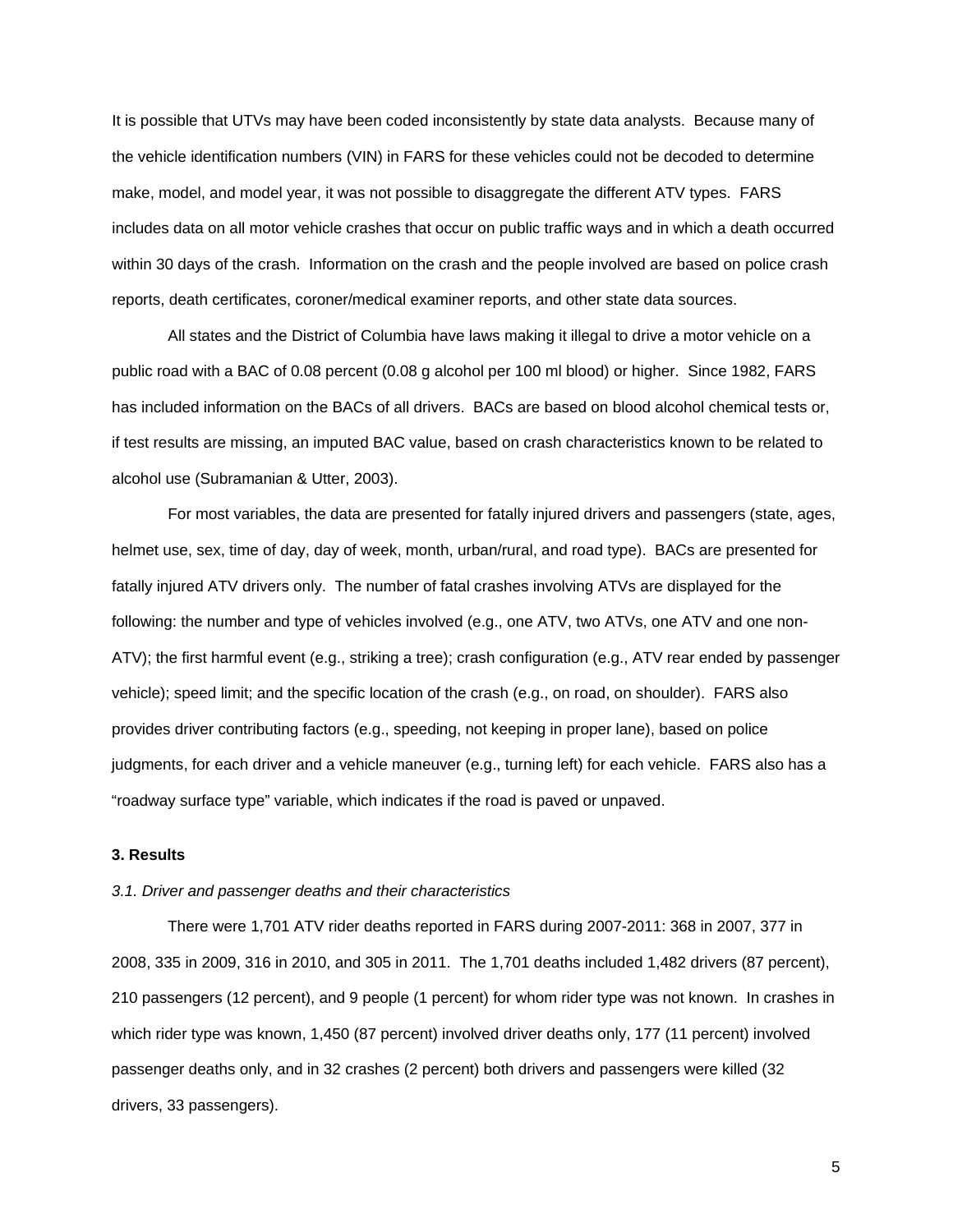It is possible that UTVs may have been coded inconsistently by state data analysts. Because many of the vehicle identification numbers (VIN) in FARS for these vehicles could not be decoded to determine make, model, and model year, it was not possible to disaggregate the different ATV types. FARS includes data on all motor vehicle crashes that occur on public traffic ways and in which a death occurred within 30 days of the crash. Information on the crash and the people involved are based on police crash reports, death certificates, coroner/medical examiner reports, and other state data sources.

All states and the District of Columbia have laws making it illegal to drive a motor vehicle on a public road with a BAC of 0.08 percent (0.08 g alcohol per 100 ml blood) or higher. Since 1982, FARS has included information on the BACs of all drivers. BACs are based on blood alcohol chemical tests or, if test results are missing, an imputed BAC value, based on crash characteristics known to be related to alcohol use (Subramanian & Utter, 2003).

For most variables, the data are presented for fatally injured drivers and passengers (state, ages, helmet use, sex, time of day, day of week, month, urban/rural, and road type). BACs are presented for fatally injured ATV drivers only. The number of fatal crashes involving ATVs are displayed for the following: the number and type of vehicles involved (e.g., one ATV, two ATVs, one ATV and one non-ATV); the first harmful event (e.g., striking a tree); crash configuration (e.g., ATV rear ended by passenger vehicle); speed limit; and the specific location of the crash (e.g., on road, on shoulder). FARS also provides driver contributing factors (e.g., speeding, not keeping in proper lane), based on police judgments, for each driver and a vehicle maneuver (e.g., turning left) for each vehicle. FARS also has a "roadway surface type" variable, which indicates if the road is paved or unpaved.

## 3. Results

### *3.1. Driver and passenger deaths and their characteristics*

There were 1,701 ATV rider deaths reported in FARS during 2007-2011: 368 in 2007, 377 in 2008, 335 in 2009, 316 in 2010, and 305 in 2011. The 1,701 deaths included 1,482 drivers (87 percent), 210 passengers (12 percent), and 9 people (1 percent) for whom rider type was not known. In crashes in which rider type was known, 1,450 (87 percent) involved driver deaths only, 177 (11 percent) involved passenger deaths only, and in 32 crashes (2 percent) both drivers and passengers were killed (32 drivers, 33 passengers).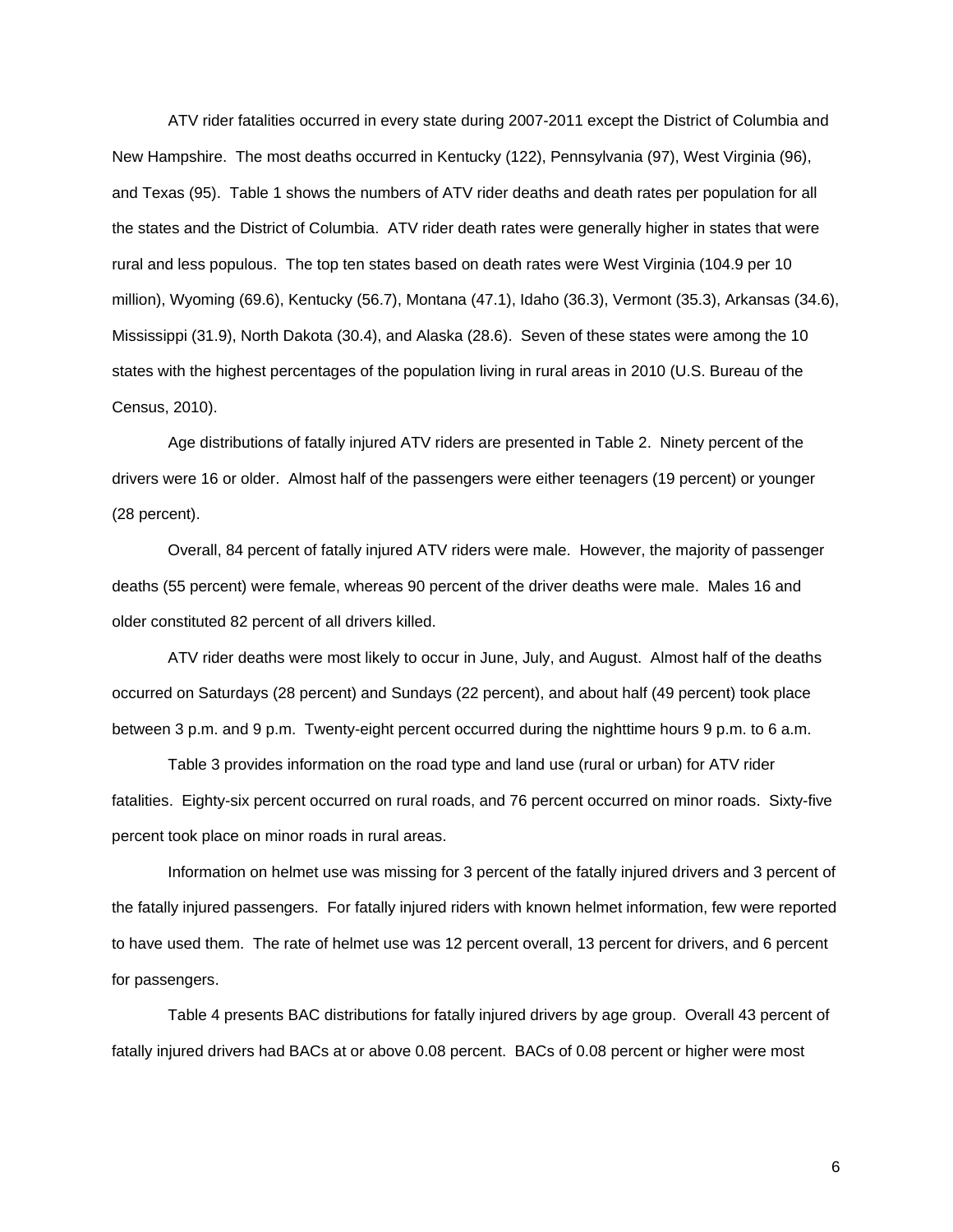ATV rider fatalities occurred in every state during 2007-2011 except the District of Columbia and New Hampshire. The most deaths occurred in Kentucky (122), Pennsylvania (97), West Virginia (96), and Texas (95). Table 1 shows the numbers of ATV rider deaths and death rates per population for all the states and the District of Columbia. ATV rider death rates were generally higher in states that were rural and less populous. The top ten states based on death rates were West Virginia (104.9 per 10 million), Wyoming (69.6), Kentucky (56.7), Montana (47.1), Idaho (36.3), Vermont (35.3), Arkansas (34.6), Mississippi (31.9), North Dakota (30.4), and Alaska (28.6). Seven of these states were among the 10 states with the highest percentages of the population living in rural areas in 2010 (U.S. Bureau of the Census, 2010).

Age distributions of fatally injured ATV riders are presented in Table 2. Ninety percent of the drivers were 16 or older. Almost half of the passengers were either teenagers (19 percent) or younger (28 percent).

Overall, 84 percent of fatally injured ATV riders were male. However, the majority of passenger deaths (55 percent) were female, whereas 90 percent of the driver deaths were male. Males 16 and older constituted 82 percent of all drivers killed.

ATV rider deaths were most likely to occur in June, July, and August. Almost half of the deaths occurred on Saturdays (28 percent) and Sundays (22 percent), and about half (49 percent) took place between 3 p.m. and 9 p.m. Twenty-eight percent occurred during the nighttime hours 9 p.m. to 6 a.m.

Table 3 provides information on the road type and land use (rural or urban) for ATV rider fatalities. Eighty-six percent occurred on rural roads, and 76 percent occurred on minor roads. Sixty-five percent took place on minor roads in rural areas.

Information on helmet use was missing for 3 percent of the fatally injured drivers and 3 percent of the fatally injured passengers. For fatally injured riders with known helmet information, few were reported to have used them. The rate of helmet use was 12 percent overall, 13 percent for drivers, and 6 percent for passengers.

Table 4 presents BAC distributions for fatally injured drivers by age group. Overall 43 percent of fatally injured drivers had BACs at or above 0.08 percent. BACs of 0.08 percent or higher were most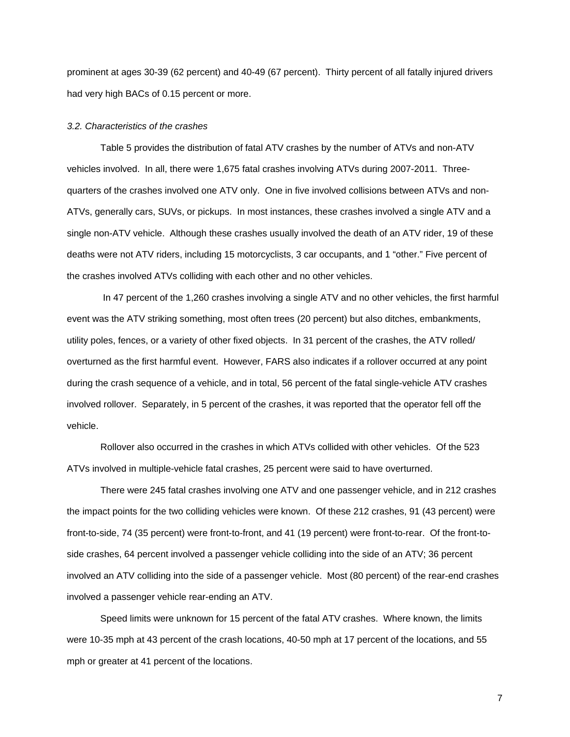prominent at ages 30-39 (62 percent) and 40-49 (67 percent). Thirty percent of all fatally injured drivers had very high BACs of 0.15 percent or more.

### *3.2. Characteristics of the crashes*

Table 5 provides the distribution of fatal ATV crashes by the number of ATVs and non-ATV vehicles involved. In all, there were 1,675 fatal crashes involving ATVs during 2007-2011. Three-quarters of the crashes involved one ATV only. One in five involved collisions between ATVs and non-ATVs, generally cars, SUVs, or pickups. In most instances, these crashes involved a single ATV and a single non-ATV vehicle. Although these crashes usually involved the death of an ATV rider, 19 of these deaths were not ATV riders, including 15 motorcyclists, 3 car occupants, and 1 "other." Five percent of the crashes involved ATVs colliding with each other and no other vehicles.

In 47 percent of the 1,260 crashes involving a single ATV and no other vehicles, the first harmful event was the ATV striking something, most often trees (20 percent) but also ditches, embankments, utility poles, fences, or a variety of other fixed objects. In 31 percent of the crashes, the ATV rolled/ overturned as the first harmful event. However, FARS also indicates if a rollover occurred at any point during the crash sequence of a vehicle, and in total, 56 percent of the fatal single-vehicle ATV crashes involved rollover. Separately, in 5 percent of the crashes, it was reported that the operator fell off the vehicle.

Rollover also occurred in the crashes in which ATVs collided with other vehicles. Of the 523 ATVs involved in multiple-vehicle fatal crashes, 25 percent were said to have overturned.

There were 245 fatal crashes involving one ATV and one passenger vehicle, and in 212 crashes the impact points for the two colliding vehicles were known. Of these 212 crashes, 91 (43 percent) were front-to-side, 74 (35 percent) were front-to-front, and 41 (19 percent) were front-to-rear. Of the front-to-side crashes, 64 percent involved a passenger vehicle colliding into the side of an ATV; 36 percent involved an ATV colliding into the side of a passenger vehicle. Most (80 percent) of the rear-end crashes involved a passenger vehicle rear-ending an ATV.

Speed limits were unknown for 15 percent of the fatal ATV crashes. Where known, the limits were 10-35 mph at 43 percent of the crash locations, 40-50 mph at 17 percent of the locations, and 55 mph or greater at 41 percent of the locations.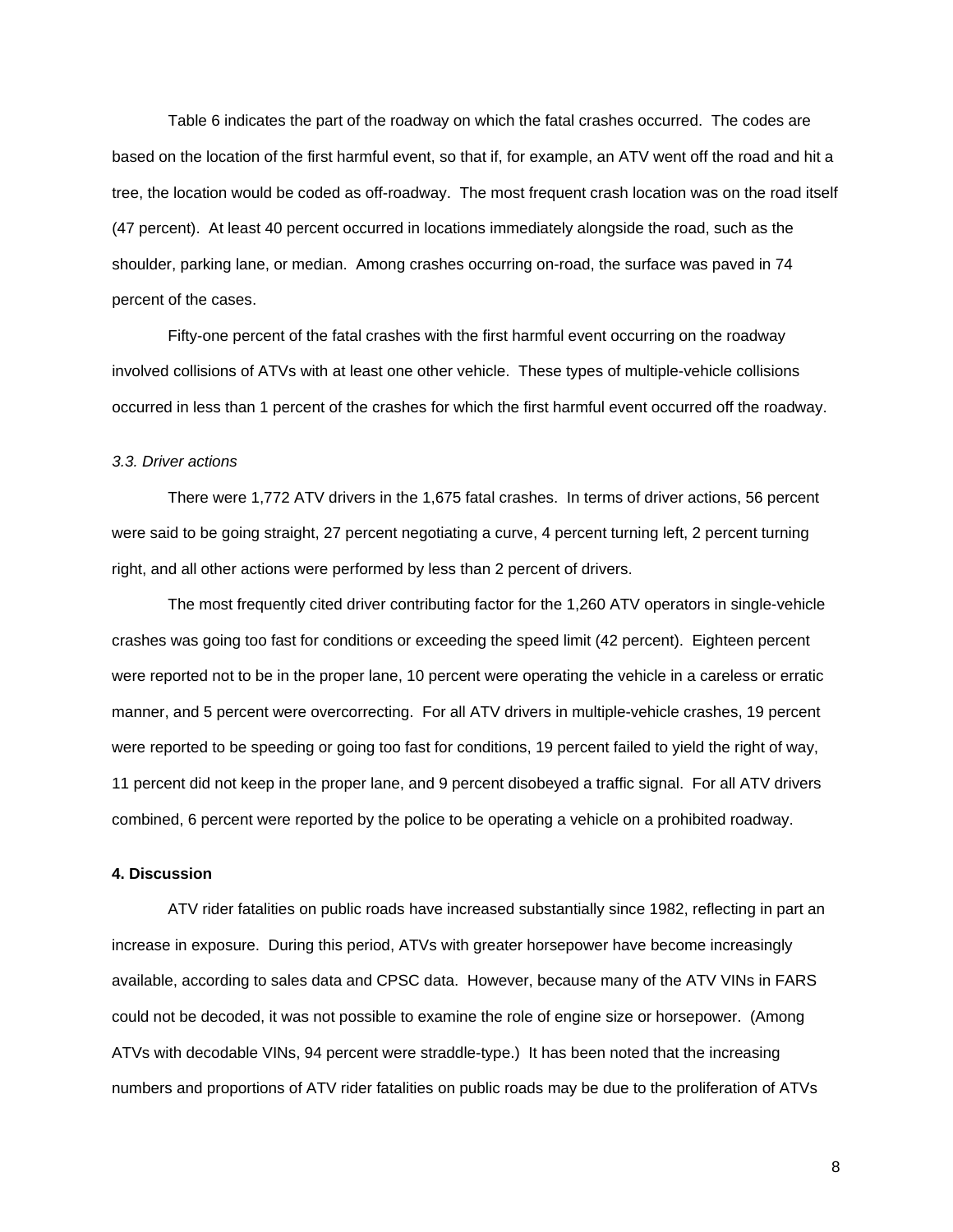Table 6 indicates the part of the roadway on which the fatal crashes occurred. The codes are based on the location of the first harmful event, so that if, for example, an ATV went off the road and hit a tree, the location would be coded as off-roadway. The most frequent crash location was on the road itself (47 percent). At least 40 percent occurred in locations immediately alongside the road, such as the shoulder, parking lane, or median. Among crashes occurring on-road, the surface was paved in 74 percent of the cases.

Fifty-one percent of the fatal crashes with the first harmful event occurring on the roadway involved collisions of ATVs with at least one other vehicle. These types of multiple-vehicle collisions occurred in less than 1 percent of the crashes for which the first harmful event occurred off the roadway.

### *3.3. Driver actions*

There were 1,772 ATV drivers in the 1,675 fatal crashes. In terms of driver actions, 56 percent were said to be going straight, 27 percent negotiating a curve, 4 percent turning left, 2 percent turning right, and all other actions were performed by less than 2 percent of drivers.

The most frequently cited driver contributing factor for the 1,260 ATV operators in single-vehicle crashes was going too fast for conditions or exceeding the speed limit (42 percent). Eighteen percent were reported not to be in the proper lane, 10 percent were operating the vehicle in a careless or erratic manner, and 5 percent were overcorrecting. For all ATV drivers in multiple-vehicle crashes, 19 percent were reported to be speeding or going too fast for conditions, 19 percent failed to yield the right of way, 11 percent did not keep in the proper lane, and 9 percent disobeyed a traffic signal. For all ATV drivers combined, 6 percent were reported by the police to be operating a vehicle on a prohibited roadway.

## **4. Discussion**

ATV rider fatalities on public roads have increased substantially since 1982, reflecting in part an increase in exposure. During this period, ATVs with greater horsepower have become increasingly available, according to sales data and CPSC data. However, because many of the ATV VINs in FARS could not be decoded, it was not possible to examine the role of engine size or horsepower. (Among ATVs with decodable VINs, 94 percent were straddle-type.) It has been noted that the increasing numbers and proportions of ATV rider fatalities on public roads may be due to the proliferation of ATVs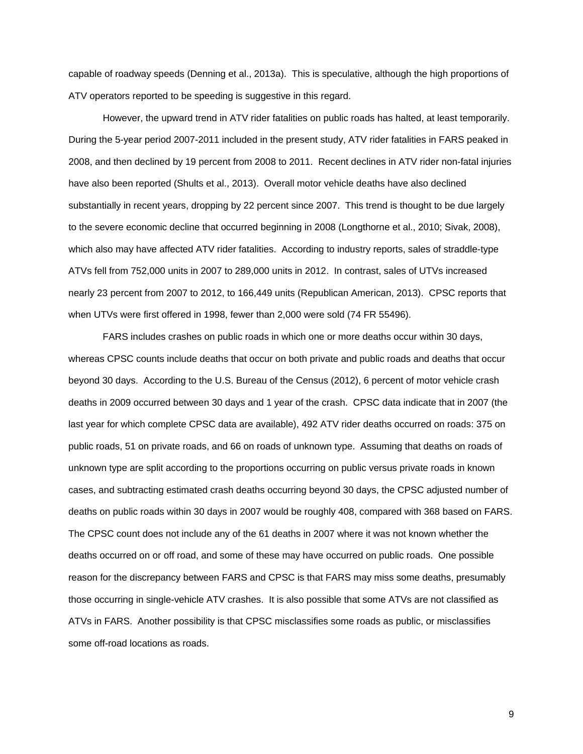capable of roadway speeds (Denning et al., 2013a). This is speculative, although the high proportions of ATV operators reported to be speeding is suggestive in this regard.

However, the upward trend in ATV rider fatalities on public roads has halted, at least temporarily. During the 5-year period 2007-2011 included in the present study, ATV rider fatalities in FARS peaked in 2008, and then declined by 19 percent from 2008 to 2011. Recent declines in ATV rider non-fatal injuries have also been reported (Shults et al., 2013). Overall motor vehicle deaths have also declined substantially in recent years, dropping by 22 percent since 2007. This trend is thought to be due largely to the severe economic decline that occurred beginning in 2008 (Longthorne et al., 2010; Sivak, 2008), which also may have affected ATV rider fatalities. According to industry reports, sales of straddle-type ATVs fell from 752,000 units in 2007 to 289,000 units in 2012. In contrast, sales of UTVs increased nearly 23 percent from 2007 to 2012, to 166,449 units (Republican American, 2013). CPSC reports that when UTVs were first offered in 1998, fewer than 2,000 were sold (74 FR 55496).

FARS includes crashes on public roads in which one or more deaths occur within 30 days, whereas CPSC counts include deaths that occur on both private and public roads and deaths that occur beyond 30 days. According to the U.S. Bureau of the Census (2012), 6 percent of motor vehicle crash deaths in 2009 occurred between 30 days and 1 year of the crash. CPSC data indicate that in 2007 (the last year for which complete CPSC data are available), 492 ATV rider deaths occurred on roads: 375 on public roads, 51 on private roads, and 66 on roads of unknown type. Assuming that deaths on roads of unknown type are split according to the proportions occurring on public versus private roads in known cases, and subtracting estimated crash deaths occurring beyond 30 days, the CPSC adjusted number of deaths on public roads within 30 days in 2007 would be roughly 408, compared with 368 based on FARS. The CPSC count does not include any of the 61 deaths in 2007 where it was not known whether the deaths occurred on or off road, and some of these may have occurred on public roads. One possible reason for the discrepancy between FARS and CPSC is that FARS may miss some deaths, presumably those occurring in single-vehicle ATV crashes. It is also possible that some ATVs are not classified as ATVs in FARS. Another possibility is that CPSC misclassifies some roads as public, or misclassifies some off-road locations as roads.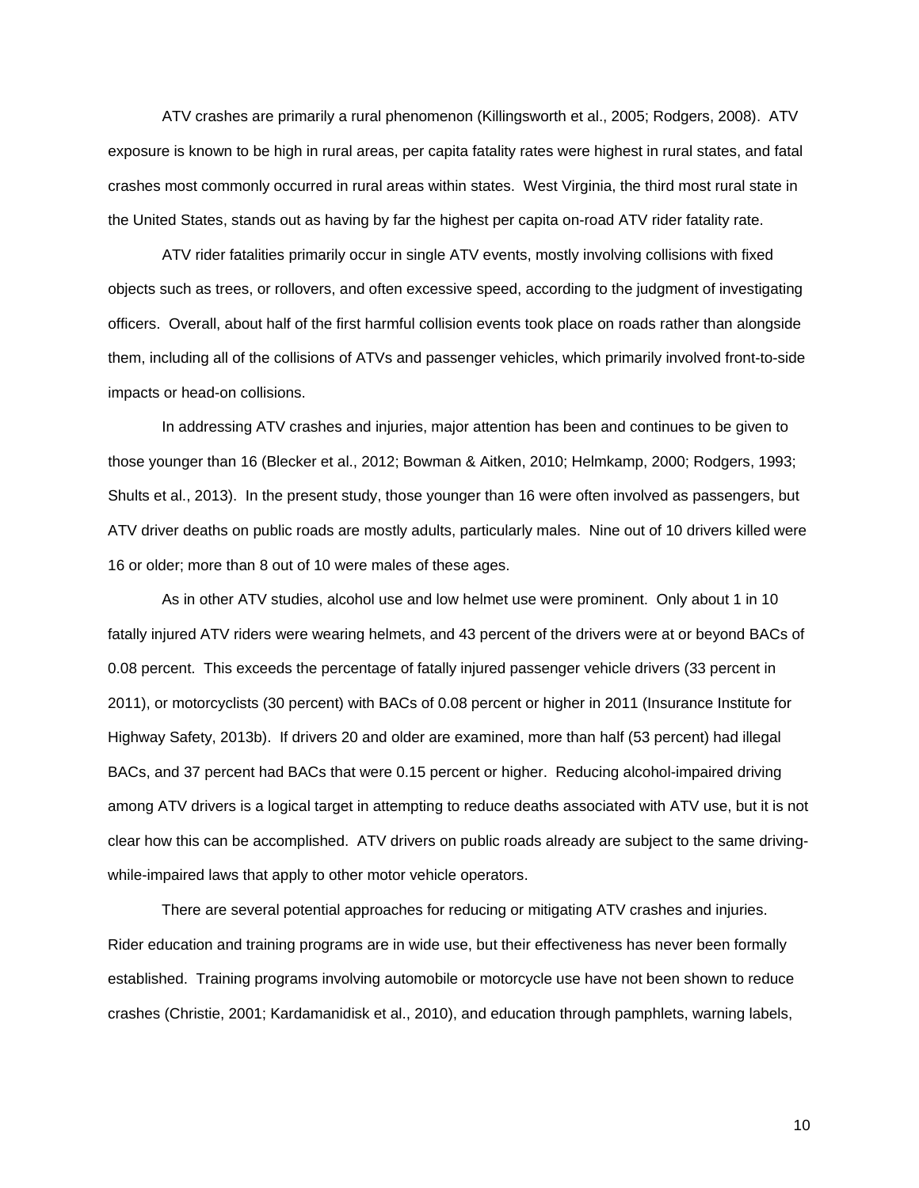ATV crashes are primarily a rural phenomenon (Killingsworth et al., 2005; Rodgers, 2008). ATV exposure is known to be high in rural areas, per capita fatality rates were highest in rural states, and fatal crashes most commonly occurred in rural areas within states. West Virginia, the third most rural state in the United States, stands out as having by far the highest per capita on-road ATV rider fatality rate.

ATV rider fatalities primarily occur in single ATV events, mostly involving collisions with fixed objects such as trees, or rollovers, and often excessive speed, according to the judgment of investigating officers. Overall, about half of the first harmful collision events took place on roads rather than alongside them, including all of the collisions of ATVs and passenger vehicles, which primarily involved front-to-side impacts or head-on collisions.

In addressing ATV crashes and injuries, major attention has been and continues to be given to those younger than 16 (Blecker et al., 2012; Bowman & Aitken, 2010; Helmkamp, 2000; Rodgers, 1993; Shults et al., 2013). In the present study, those younger than 16 were often involved as passengers, but ATV driver deaths on public roads are mostly adults, particularly males. Nine out of 10 drivers killed were 16 or older; more than 8 out of 10 were males of these ages.

As in other ATV studies, alcohol use and low helmet use were prominent. Only about 1 in 10 fatally injured ATV riders were wearing helmets, and 43 percent of the drivers were at or beyond BACs of 0.08 percent. This exceeds the percentage of fatally injured passenger vehicle drivers (33 percent in 2011), or motorcyclists (30 percent) with BACs of 0.08 percent or higher in 2011 (Insurance Institute for Highway Safety, 2013b). If drivers 20 and older are examined, more than half (53 percent) had illegal BACs, and 37 percent had BACs that were 0.15 percent or higher. Reducing alcohol-impaired driving among ATV drivers is a logical target in attempting to reduce deaths associated with ATV use, but it is not clear how this can be accomplished. ATV drivers on public roads already are subject to the same driving-while-impaired laws that apply to other motor vehicle operators.

There are several potential approaches for reducing or mitigating ATV crashes and injuries. Rider education and training programs are in wide use, but their effectiveness has never been formally established. Training programs involving automobile or motorcycle use have not been shown to reduce crashes (Christie, 2001; Kardamanidisk et al., 2010), and education through pamphlets, warning labels,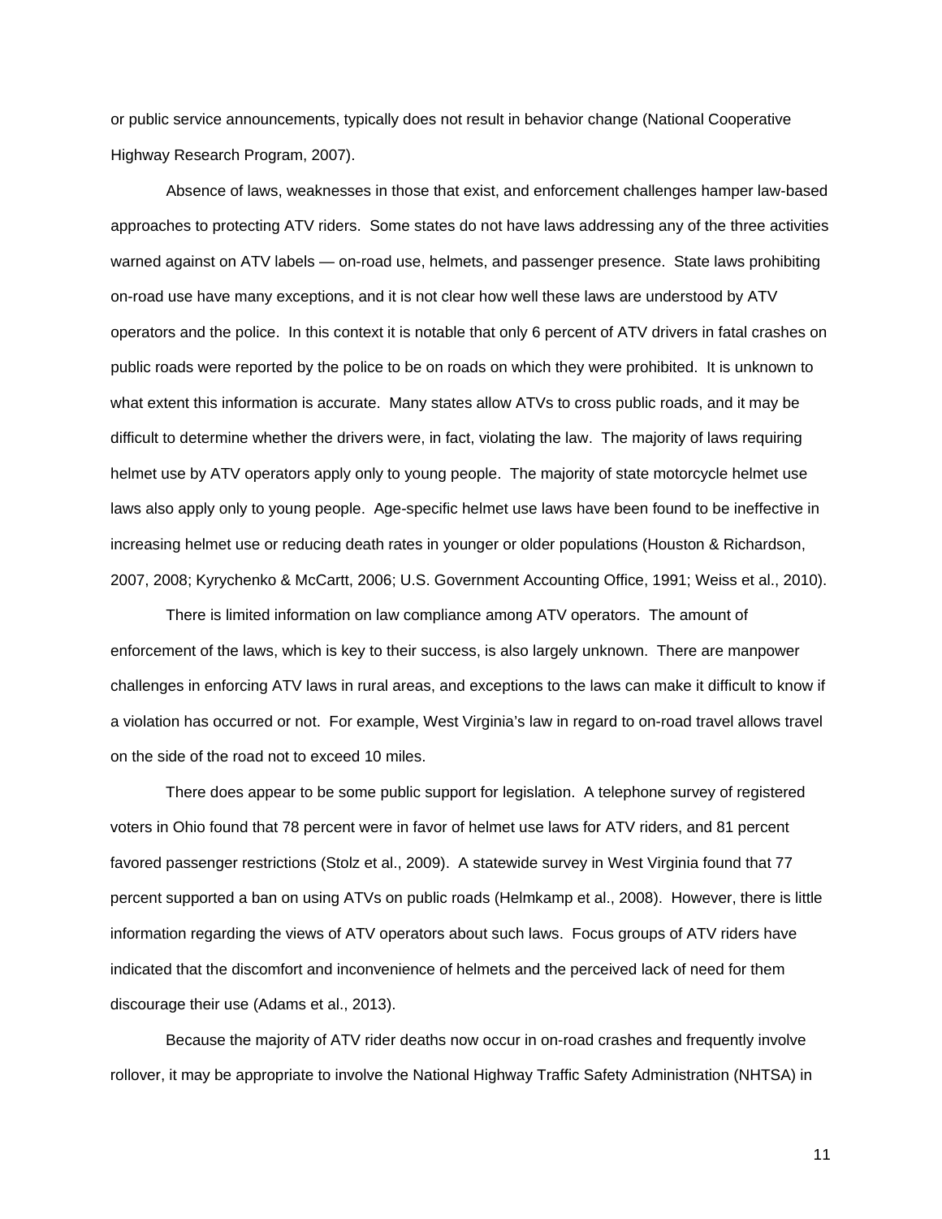or public service announcements, typically does not result in behavior change (National Cooperative Highway Research Program, 2007).

Absence of laws, weaknesses in those that exist, and enforcement challenges hamper law-based approaches to protecting ATV riders. Some states do not have laws addressing any of the three activities warned against on ATV labels — on-road use, helmets, and passenger presence. State laws prohibiting on-road use have many exceptions, and it is not clear how well these laws are understood by ATV operators and the police. In this context it is notable that only 6 percent of ATV drivers in fatal crashes on public roads were reported by the police to be on roads on which they were prohibited. It is unknown to what extent this information is accurate. Many states allow ATVs to cross public roads, and it may be difficult to determine whether the drivers were, in fact, violating the law. The majority of laws requiring helmet use by ATV operators apply only to young people. The majority of state motorcycle helmet use laws also apply only to young people. Age-specific helmet use laws have been found to be ineffective in increasing helmet use or reducing death rates in younger or older populations (Houston & Richardson, 2007, 2008; Kyrychenko & McCartt, 2006; U.S. Government Accounting Office, 1991; Weiss et al., 2010).

There is limited information on law compliance among ATV operators. The amount of enforcement of the laws, which is key to their success, is also largely unknown. There are manpower challenges in enforcing ATV laws in rural areas, and exceptions to the laws can make it difficult to know if a violation has occurred or not. For example, West Virginia's law in regard to on-road travel allows travel on the side of the road not to exceed 10 miles.

There does appear to be some public support for legislation. A telephone survey of registered voters in Ohio found that 78 percent were in favor of helmet use laws for ATV riders, and 81 percent favored passenger restrictions (Stolz et al., 2009). A statewide survey in West Virginia found that 77 percent supported a ban on using ATVs on public roads (Helmkamp et al., 2008). However, there is little information regarding the views of ATV operators about such laws. Focus groups of ATV riders have indicated that the discomfort and inconvenience of helmets and the perceived lack of need for them discourage their use (Adams et al., 2013).

Because the majority of ATV rider deaths now occur in on-road crashes and frequently involve rollover, it may be appropriate to involve the National Highway Traffic Safety Administration (NHTSA) in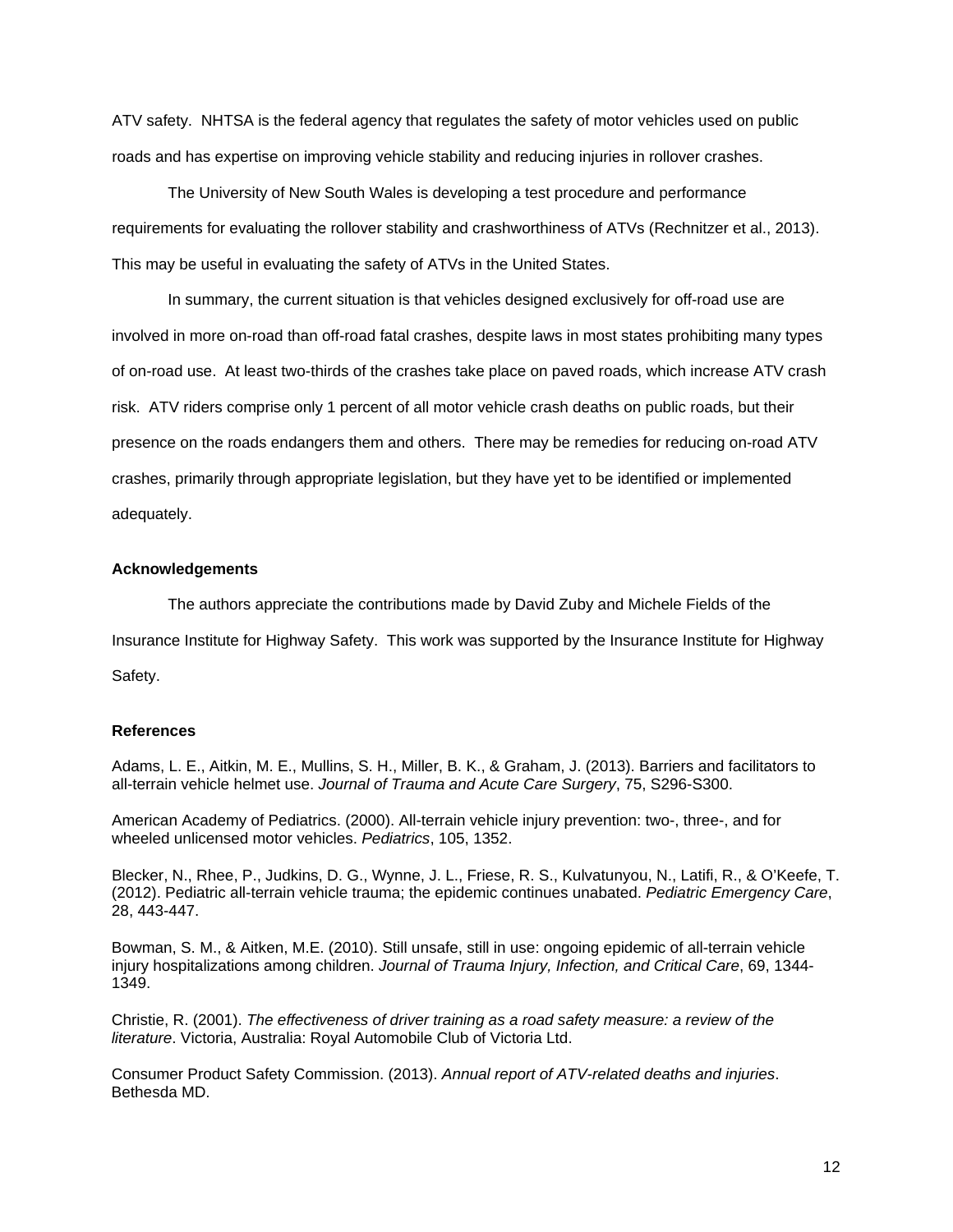ATV safety. NHTSA is the federal agency that regulates the safety of motor vehicles used on public roads and has expertise on improving vehicle stability and reducing injuries in rollover crashes.

The University of New South Wales is developing a test procedure and performance requirements for evaluating the rollover stability and crashworthiness of ATVs (Rechnitzer et al., 2013). This may be useful in evaluating the safety of ATVs in the United States.

In summary, the current situation is that vehicles designed exclusively for off-road use are involved in more on-road than off-road fatal crashes, despite laws in most states prohibiting many types of on-road use. At least two-thirds of the crashes take place on paved roads, which increase ATV crash risk. ATV riders comprise only 1 percent of all motor vehicle crash deaths on public roads, but their presence on the roads endangers them and others. There may be remedies for reducing on-road ATV crashes, primarily through appropriate legislation, but they have yet to be identified or implemented adequately.

### Acknowledgements

The authors appreciate the contributions made by David Zuby and Michele Fields of the Insurance Institute for Highway Safety. This work was supported by the Insurance Institute for Highway Safety.

### References

Adams, L. E., Aitkin, M. E., Mullins, S. H., Miller, B. K., & Graham, J. (2013). Barriers and facilitators to all-terrain vehicle helmet use. *Journal of Trauma and Acute Care Surgery*, 75, S296-S300.

American Academy of Pediatrics. (2000). All-terrain vehicle injury prevention: two-, three-, and for wheeled unlicensed motor vehicles. *Pediatrics*, 105, 1352.

Blecker, N., Rhee, P., Judkins, D. G., Wynne, J. L., Friese, R. S., Kulvatunyou, N., Latifi, R., & O'Keefe, T. (2012). Pediatric all-terrain vehicle trauma; the epidemic continues unabated. *Pediatric Emergency Care*, 28, 443-447.

Bowman, S. M., & Aitken, M.E. (2010). Still unsafe, still in use: ongoing epidemic of all-terrain vehicle injury hospitalizations among children. *Journal of Trauma Injury, Infection, and Critical Care*, 69, 1344-1349.

Christie, R. (2001). *The effectiveness of driver training as a road safety measure: a review of the literature*. Victoria, Australia: Royal Automobile Club of Victoria Ltd.

Consumer Product Safety Commission. (2013). *Annual report of ATV-related deaths and injuries*. Bethesda MD.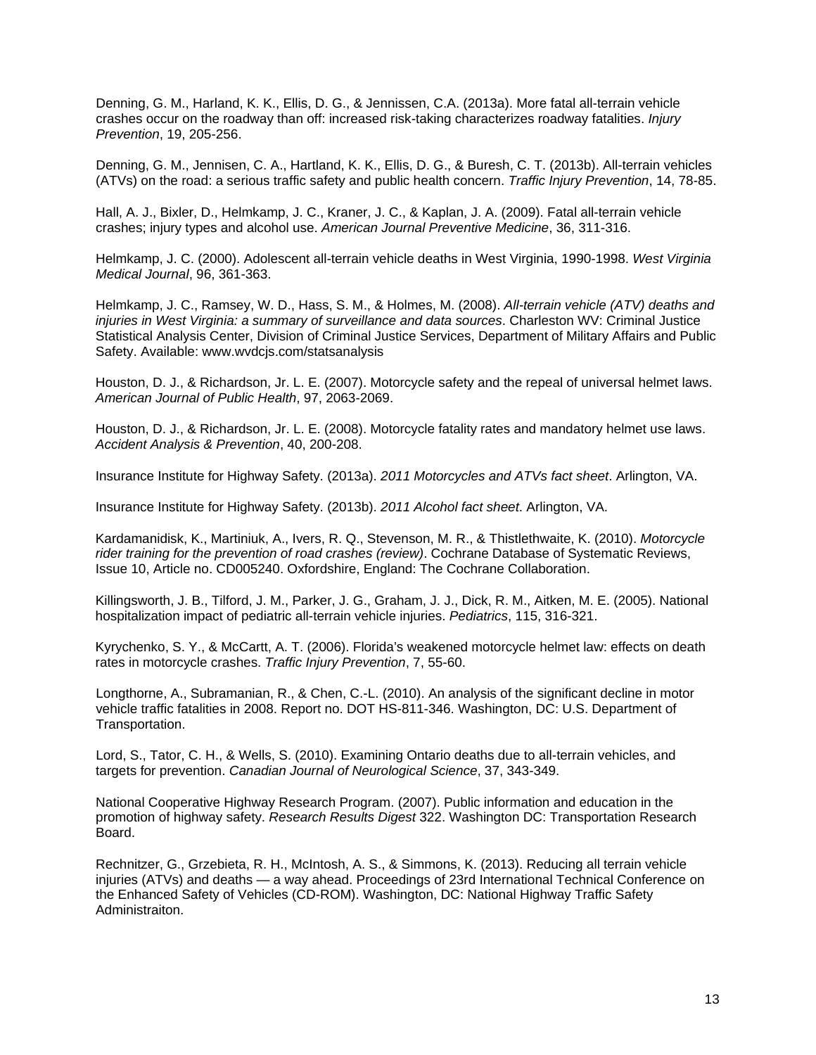Denning, G. M., Harland, K. K., Ellis, D. G., & Jennissen, C.A. (2013a). More fatal all-terrain vehicle crashes occur on the roadway than off: increased risk-taking characterizes roadway fatalities. *Injury Prevention*, 19, 205-256.

Denning, G. M., Jennisen, C. A., Hartland, K. K., Ellis, D. G., & Buresh, C. T. (2013b). All-terrain vehicles (ATVs) on the road: a serious traffic safety and public health concern. *Traffic Injury Prevention*, 14, 78-85.

Hall, A. J., Bixler, D., Helmkamp, J. C., Kraner, J. C., & Kaplan, J. A. (2009). Fatal all-terrain vehicle crashes; injury types and alcohol use. *American Journal Preventive Medicine*, 36, 311-316.

Helmkamp, J. C. (2000). Adolescent all-terrain vehicle deaths in West Virginia, 1990-1998. *West Virginia Medical Journal*, 96, 361-363.

Helmkamp, J. C., Ramsey, W. D., Hass, S. M., & Holmes, M. (2008). *All-terrain vehicle (ATV) deaths and injuries in West Virginia: a summary of surveillance and data sources*. Charleston WV: Criminal Justice Statistical Analysis Center, Division of Criminal Justice Services, Department of Military Affairs and Public Safety. Available: www.wvdcjs.com/statsanalysis

Houston, D. J., & Richardson, Jr. L. E. (2007). Motorcycle safety and the repeal of universal helmet laws. *American Journal of Public Health*, 97, 2063-2069.

Houston, D. J., & Richardson, Jr. L. E. (2008). Motorcycle fatality rates and mandatory helmet use laws. *Accident Analysis & Prevention*, 40, 200-208.

Insurance Institute for Highway Safety. (2013a). *2011 Motorcycles and ATVs fact sheet*. Arlington, VA.

Insurance Institute for Highway Safety. (2013b). *2011 Alcohol fact sheet*. Arlington, VA.

Kardamanidisk, K., Martiniuk, A., Ivers, R. Q., Stevenson, M. R., & Thistlethwaite, K. (2010). *Motorcycle rider training for the prevention of road crashes (review)*. Cochrane Database of Systematic Reviews, Issue 10, Article no. CD005240. Oxfordshire, England: The Cochrane Collaboration.

Killingsworth, J. B., Tilford, J. M., Parker, J. G., Graham, J. J., Dick, R. M., Aitken, M. E. (2005). National hospitalization impact of pediatric all-terrain vehicle injuries. *Pediatrics*, 115, 316-321.

Kyrychenko, S. Y., & McCartt, A. T. (2006). Florida's weakened motorcycle helmet law: effects on death rates in motorcycle crashes. *Traffic Injury Prevention*, 7, 55-60.

Longthorne, A., Subramanian, R., & Chen, C.-L. (2010). An analysis of the significant decline in motor vehicle traffic fatalities in 2008. Report no. DOT HS-811-346. Washington, DC: U.S. Department of Transportation.

Lord, S., Tator, C. H., & Wells, S. (2010). Examining Ontario deaths due to all-terrain vehicles, and targets for prevention. *Canadian Journal of Neurological Science*, 37, 343-349.

National Cooperative Highway Research Program. (2007). Public information and education in the promotion of highway safety. *Research Results Digest* 322. Washington DC: Transportation Research Board.

Rechnitzer, G., Grzebieta, R. H., McIntosh, A. S., & Simmons, K. (2013). Reducing all terrain vehicle injuries (ATVs) and deaths — a way ahead. Proceedings of 23rd International Technical Conference on the Enhanced Safety of Vehicles (CD-ROM). Washington, DC: National Highway Traffic Safety Administraiton.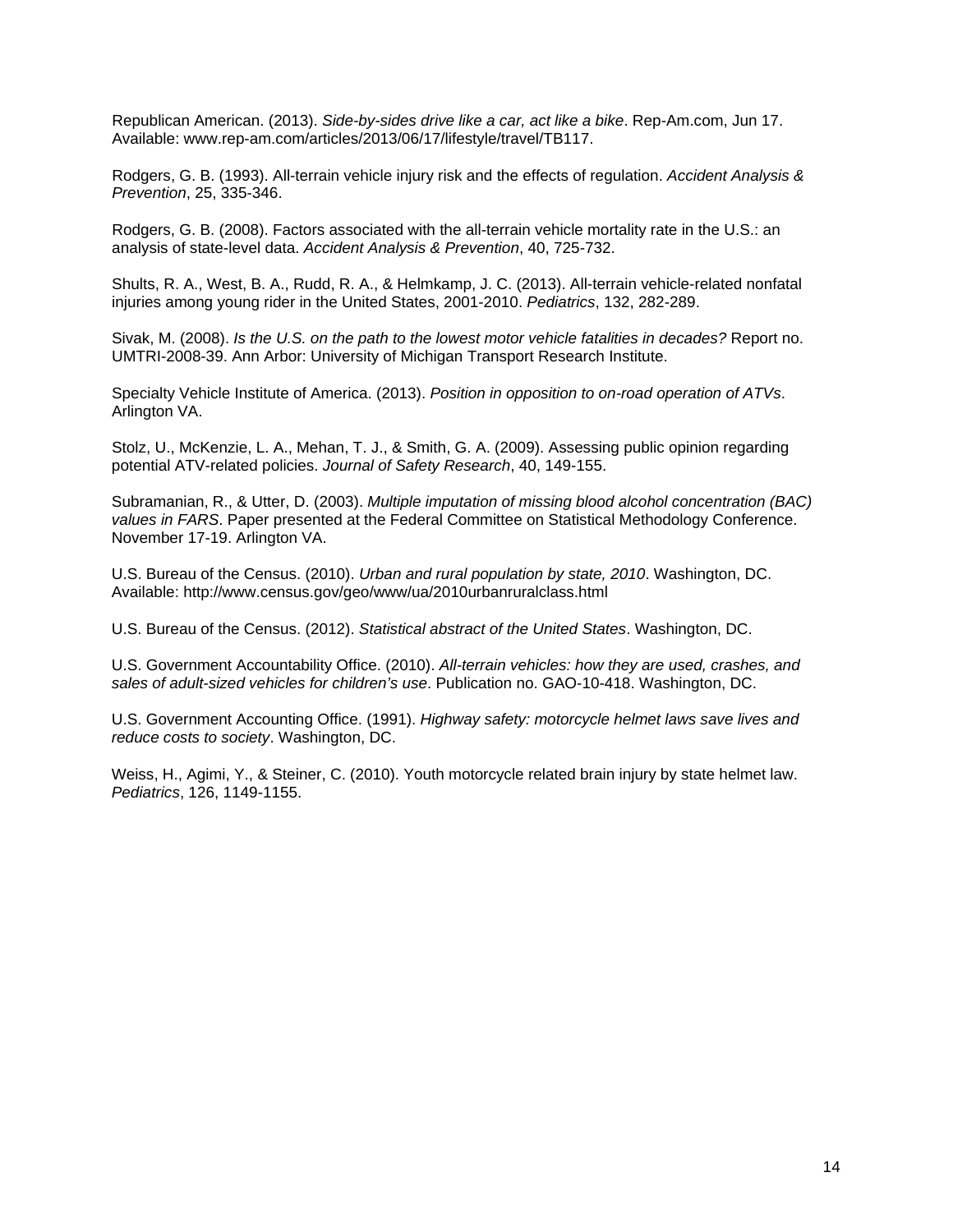Republican American. (2013). *Side-by-sides drive like a car, act like a bike*. Rep-Am.com, Jun 17. Available: www.rep-am.com/articles/2013/06/17/lifestyle/travel/TB117.

Rodgers, G. B. (1993). All-terrain vehicle injury risk and the effects of regulation. *Accident Analysis & Prevention*, 25, 335-346.

Rodgers, G. B. (2008). Factors associated with the all-terrain vehicle mortality rate in the U.S.: an analysis of state-level data. *Accident Analysis & Prevention*, 40, 725-732.

Shults, R. A., West, B. A., Rudd, R. A., & Helmkamp, J. C. (2013). All-terrain vehicle-related nonfatal injuries among young rider in the United States, 2001-2010. *Pediatrics*, 132, 282-289.

Sivak, M. (2008). *Is the U.S. on the path to the lowest motor vehicle fatalities in decades?* Report no. UMTRI-2008-39. Ann Arbor: University of Michigan Transport Research Institute.

Specialty Vehicle Institute of America. (2013). *Position in opposition to on-road operation of ATVs*. Arlington VA.

Stolz, U., McKenzie, L. A., Mehan, T. J., & Smith, G. A. (2009). Assessing public opinion regarding potential ATV-related policies. *Journal of Safety Research*, 40, 149-155.

Subramanian, R., & Utter, D. (2003). *Multiple imputation of missing blood alcohol concentration (BAC) values in FARS*. Paper presented at the Federal Committee on Statistical Methodology Conference. November 17-19. Arlington VA.

U.S. Bureau of the Census. (2010). *Urban and rural population by state, 2010*. Washington, DC. Available: http://www.census.gov/geo/www/ua/2010urbanruralclass.html

U.S. Bureau of the Census. (2012). *Statistical abstract of the United States*. Washington, DC.

U.S. Government Accountability Office. (2010). *All-terrain vehicles: how they are used, crashes, and sales of adult-sized vehicles for children's use*. Publication no. GAO-10-418. Washington, DC.

U.S. Government Accounting Office. (1991). *Highway safety: motorcycle helmet laws save lives and reduce costs to society*. Washington, DC.

Weiss, H., Agimi, Y., & Steiner, C. (2010). Youth motorcycle related brain injury by state helmet law. *Pediatrics*, 126, 1149-1155.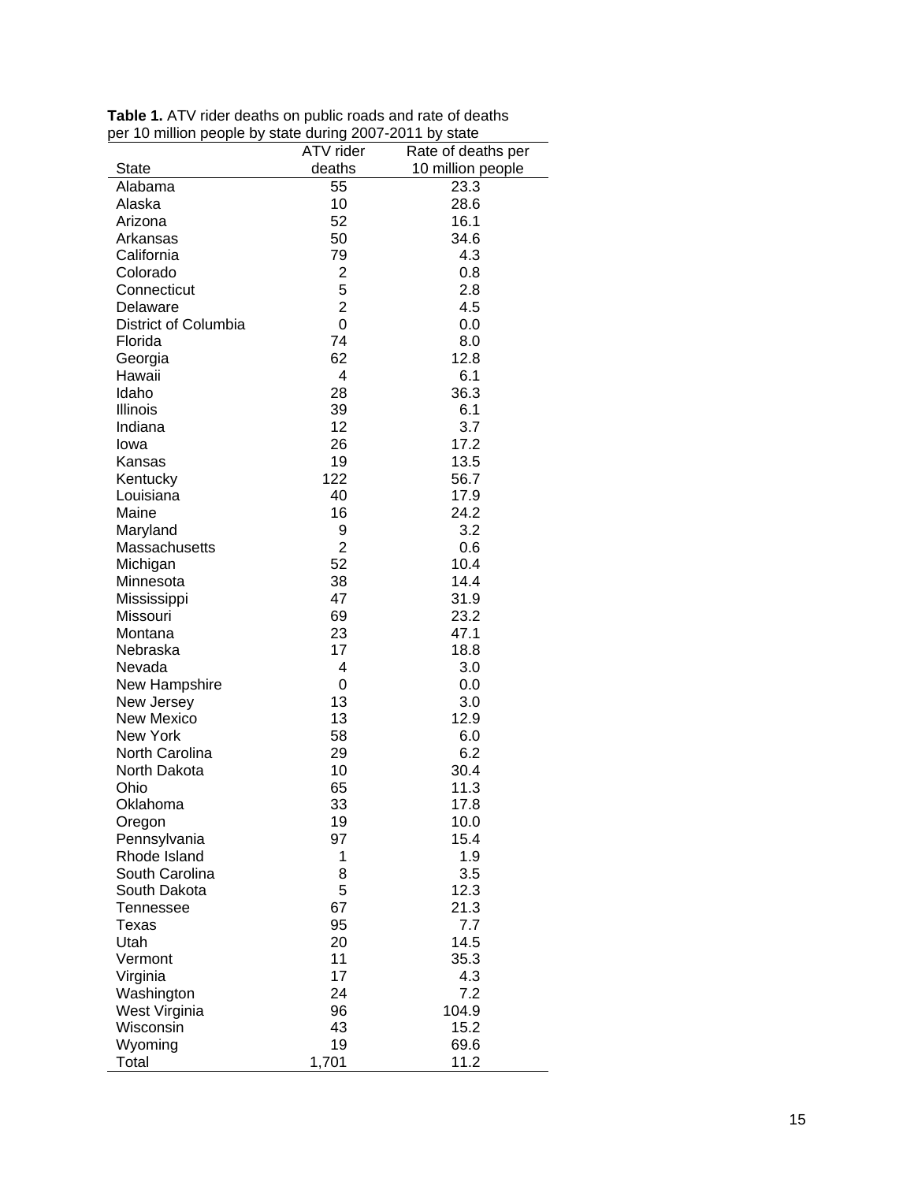**Table 1.** ATV rider deaths on public roads and rate of deaths per 10 million people by state during 2007-2011 by state

| State | ATV rider deaths | Rate of deaths per 10 million people |
|---|---|---|
| Alabama | 55 | 23.3 |
| Alaska | 10 | 28.6 |
| Arizona | 52 | 16.1 |
| Arkansas | 50 | 34.6 |
| California | 79 | 4.3 |
| Colorado | 2 | 0.8 |
| Connecticut | 5 | 2.8 |
| Delaware | 2 | 4.5 |
| District of Columbia | 0 | 0.0 |
| Florida | 74 | 8.0 |
| Georgia | 62 | 12.8 |
| Hawaii | 4 | 6.1 |
| Idaho | 28 | 36.3 |
| Illinois | 39 | 6.1 |
| Indiana | 12 | 3.7 |
| Iowa | 26 | 17.2 |
| Kansas | 19 | 13.5 |
| Kentucky | 122 | 56.7 |
| Louisiana | 40 | 17.9 |
| Maine | 16 | 24.2 |
| Maryland | 9 | 3.2 |
| Massachusetts | 2 | 0.6 |
| Michigan | 52 | 10.4 |
| Minnesota | 38 | 14.4 |
| Mississippi | 47 | 31.9 |
| Missouri | 69 | 23.2 |
| Montana | 23 | 47.1 |
| Nebraska | 17 | 18.8 |
| Nevada | 4 | 3.0 |
| New Hampshire | 0 | 0.0 |
| New Jersey | 13 | 3.0 |
| New Mexico | 13 | 12.9 |
| New York | 58 | 6.0 |
| North Carolina | 29 | 6.2 |
| North Dakota | 10 | 30.4 |
| Ohio | 65 | 11.3 |
| Oklahoma | 33 | 17.8 |
| Oregon | 19 | 10.0 |
| Pennsylvania | 97 | 15.4 |
| Rhode Island | 1 | 1.9 |
| South Carolina | 8 | 3.5 |
| South Dakota | 5 | 12.3 |
| Tennessee | 67 | 21.3 |
| Texas | 95 | 7.7 |
| Utah | 20 | 14.5 |
| Vermont | 11 | 35.3 |
| Virginia | 17 | 4.3 |
| Washington | 24 | 7.2 |
| West Virginia | 96 | 104.9 |
| Wisconsin | 43 | 15.2 |
| Wyoming | 19 | 69.6 |
| Total | 1,701 | 11.2 |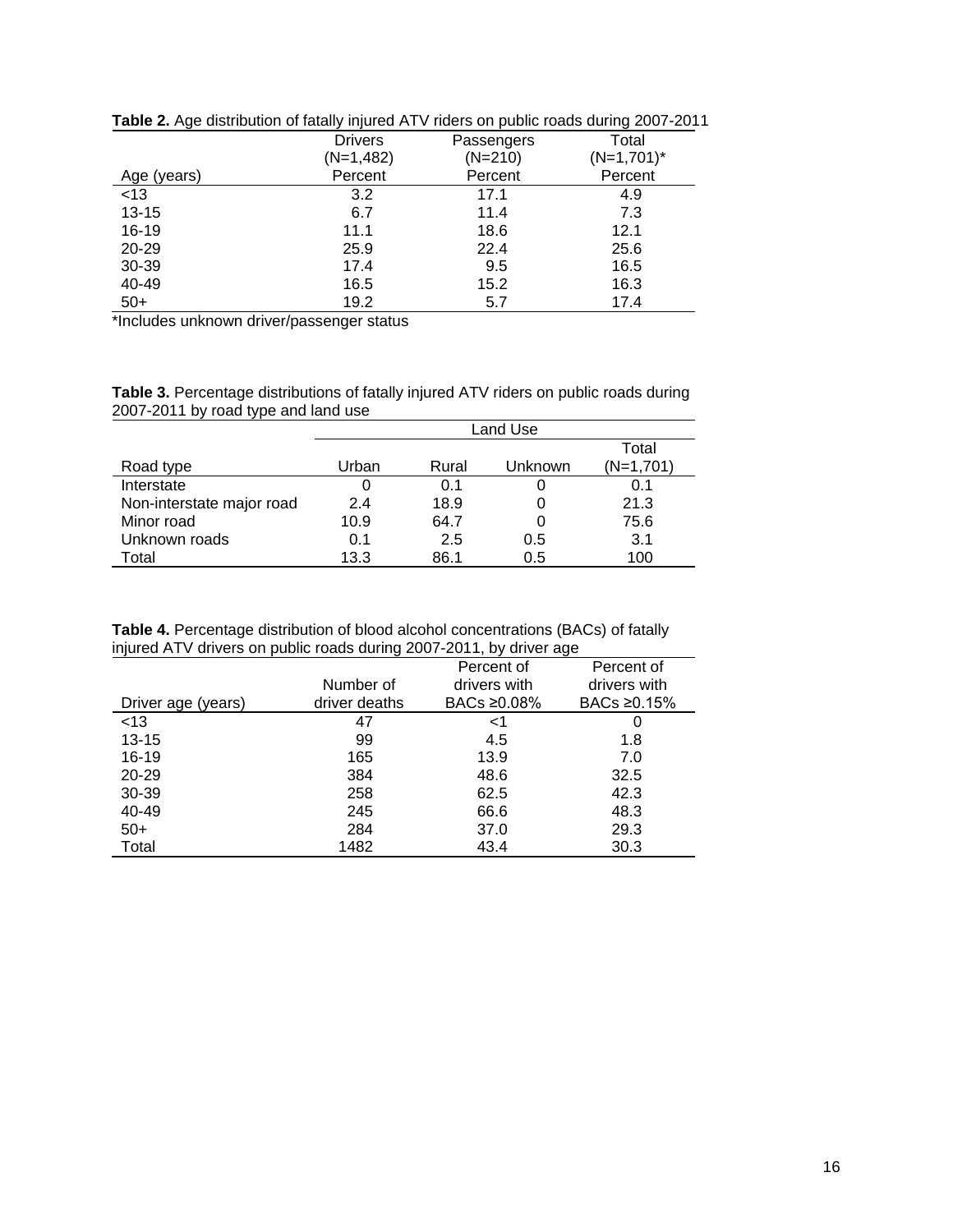**Table 2.** Age distribution of fatally injured ATV riders on public roads during 2007-2011

| Age (years) | Drivers (N=1,482) Percent | Passengers (N=210) Percent | Total (N=1,701)* Percent |
|---|---|---|---|
| <13 | 3.2 | 17.1 | 4.9 |
| 13-15 | 6.7 | 11.4 | 7.3 |
| 16-19 | 11.1 | 18.6 | 12.1 |
| 20-29 | 25.9 | 22.4 | 25.6 |
| 30-39 | 17.4 | 9.5 | 16.5 |
| 40-49 | 16.5 | 15.2 | 16.3 |
| 50+ | 19.2 | 5.7 | 17.4 |

*Includes unknown driver/passenger status

**Table 3.** Percentage distributions of fatally injured ATV riders on public roads during 2007-2011 by road type and land use

| | Land Use | | | |
|---|---|---|---|---|
| Road type | Urban | Rural | Unknown | Total (N=1,701) |
| Interstate | 0 | 0.1 | 0 | 0.1 |
| Non-interstate major road | 2.4 | 18.9 | 0 | 21.3 |
| Minor road | 10.9 | 64.7 | 0 | 75.6 |
| Unknown roads | 0.1 | 2.5 | 0.5 | 3.1 |
| Total | 13.3 | 86.1 | 0.5 | 100 |

**Table 4.** Percentage distribution of blood alcohol concentrations (BACs) of fatally injured ATV drivers on public roads during 2007-2011, by driver age

| Driver age (years) | Number of driver deaths | Percent of drivers with BACs ≥0.08% | Percent of drivers with BACs ≥0.15% |
|---|---|---|---|
| <13 | 47 | <1 | 0 |
| 13-15 | 99 | 4.5 | 1.8 |
| 16-19 | 165 | 13.9 | 7.0 |
| 20-29 | 384 | 48.6 | 32.5 |
| 30-39 | 258 | 62.5 | 42.3 |
| 40-49 | 245 | 66.6 | 48.3 |
| 50+ | 284 | 37.0 | 29.3 |
| Total | 1482 | 43.4 | 30.3 |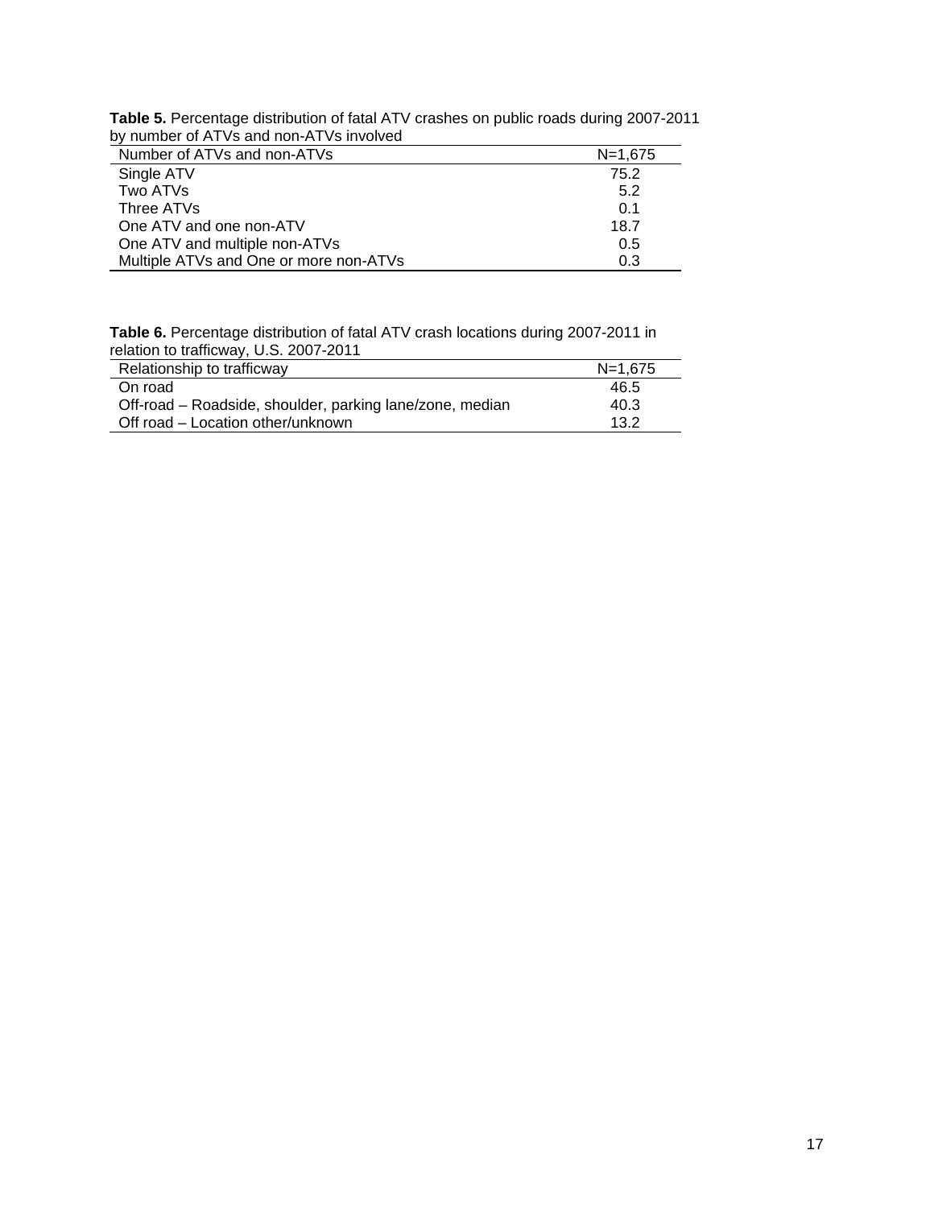**Table 5.** Percentage distribution of fatal ATV crashes on public roads during 2007-2011 by number of ATVs and non-ATVs involved

| Number of ATVs and non-ATVs | N=1,675 |
| --- | --- |
| Single ATV | 75.2 |
| Two ATVs | 5.2 |
| Three ATVs | 0.1 |
| One ATV and one non-ATV | 18.7 |
| One ATV and multiple non-ATVs | 0.5 |
| Multiple ATVs and One or more non-ATVs | 0.3 |

**Table 6.** Percentage distribution of fatal ATV crash locations during 2007-2011 in relation to trafficway, U.S. 2007-2011

| Relationship to trafficway | N=1,675 |
| --- | --- |
| On road | 46.5 |
| Off-road – Roadside, shoulder, parking lane/zone, median | 40.3 |
| Off road – Location other/unknown | 13.2 |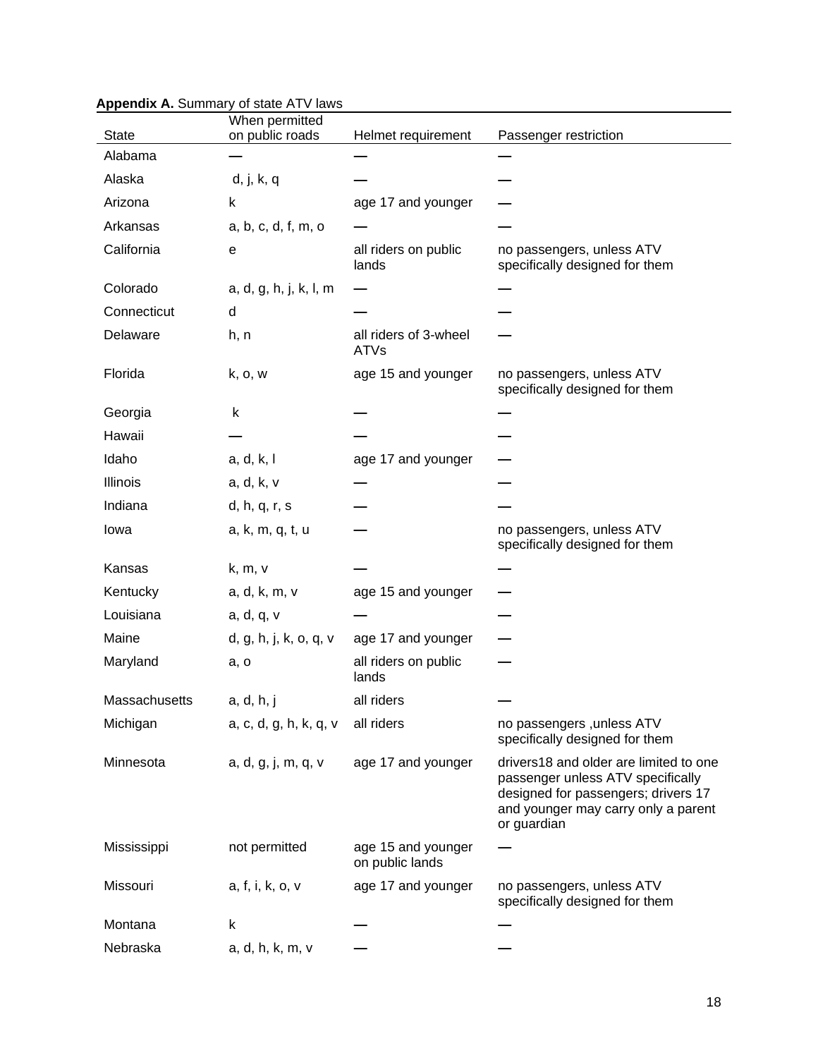**Appendix A.** Summary of state ATV laws

| State | When permitted on public roads | Helmet requirement | Passenger restriction |
|---|---|---|---|
| Alabama | — | — | — |
| Alaska | d, j, k, q | — | — |
| Arizona | k | age 17 and younger | — |
| Arkansas | a, b, c, d, f, m, o | — | — |
| California | e | all riders on public lands | no passengers, unless ATV specifically designed for them |
| Colorado | a, d, g, h, j, k, l, m | — | — |
| Connecticut | d | — | — |
| Delaware | h, n | all riders of 3-wheel ATVs | — |
| Florida | k, o, w | age 15 and younger | no passengers, unless ATV specifically designed for them |
| Georgia | k | — | — |
| Hawaii | — | — | — |
| Idaho | a, d, k, l | age 17 and younger | — |
| Illinois | a, d, k, v | — | — |
| Indiana | d, h, q, r, s | — | — |
| Iowa | a, k, m, q, t, u | — | no passengers, unless ATV specifically designed for them |
| Kansas | k, m, v | — | — |
| Kentucky | a, d, k, m, v | age 15 and younger | — |
| Louisiana | a, d, q, v | — | — |
| Maine | d, g, h, j, k, o, q, v | age 17 and younger | — |
| Maryland | a, o | all riders on public lands | — |
| Massachusetts | a, d, h, j | all riders | — |
| Michigan | a, c, d, g, h, k, q, v | all riders | no passengers ,unless ATV specifically designed for them |
| Minnesota | a, d, g, j, m, q, v | age 17 and younger | drivers18 and older are limited to one passenger unless ATV specifically designed for passengers; drivers 17 and younger may carry only a parent or guardian |
| Mississippi | not permitted | age 15 and younger on public lands | — |
| Missouri | a, f, i, k, o, v | age 17 and younger | no passengers, unless ATV specifically designed for them |
| Montana | k | — | — |
| Nebraska | a, d, h, k, m, v | — | — |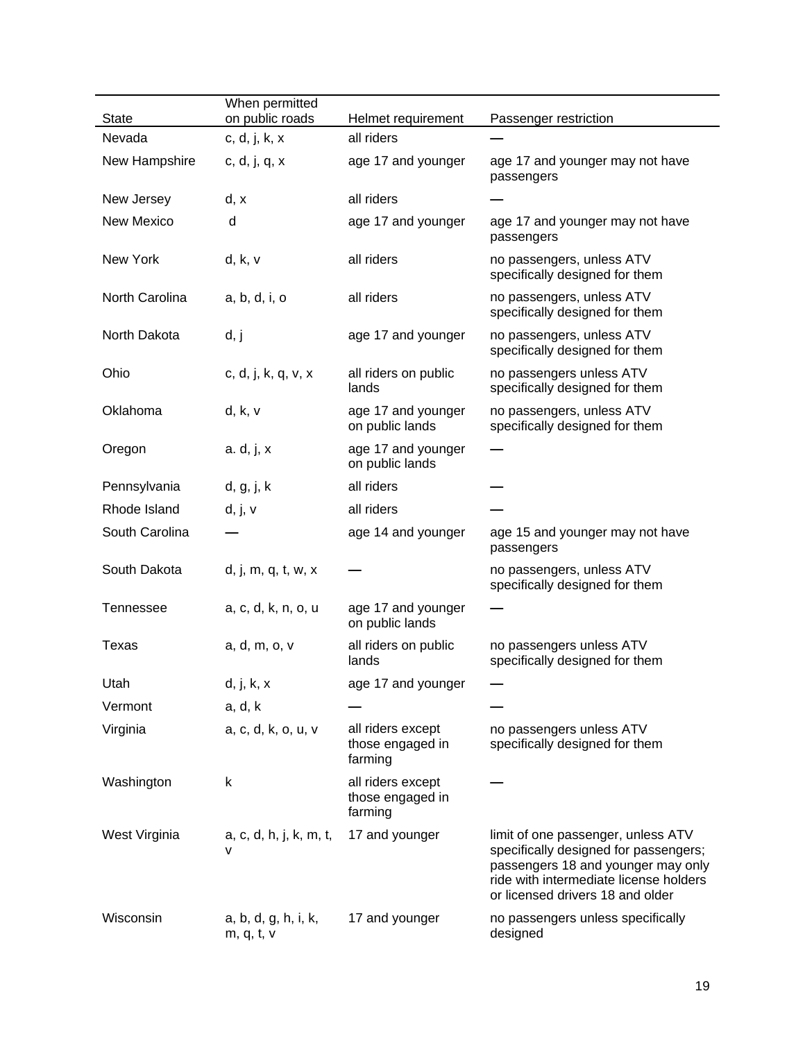| State | When permitted on public roads | Helmet requirement | Passenger restriction |
|---|---|---|---|
| Nevada | c, d, j, k, x | all riders | — |
| New Hampshire | c, d, j, q, x | age 17 and younger | age 17 and younger may not have passengers |
| New Jersey | d, x | all riders | — |
| New Mexico | d | age 17 and younger | age 17 and younger may not have passengers |
| New York | d, k, v | all riders | no passengers, unless ATV specifically designed for them |
| North Carolina | a, b, d, i, o | all riders | no passengers, unless ATV specifically designed for them |
| North Dakota | d, j | age 17 and younger | no passengers, unless ATV specifically designed for them |
| Ohio | c, d, j, k, q, v, x | all riders on public lands | no passengers unless ATV specifically designed for them |
| Oklahoma | d, k, v | age 17 and younger on public lands | no passengers, unless ATV specifically designed for them |
| Oregon | a. d, j, x | age 17 and younger on public lands | — |
| Pennsylvania | d, g, j, k | all riders | — |
| Rhode Island | d, j, v | all riders | — |
| South Carolina | — | age 14 and younger | age 15 and younger may not have passengers |
| South Dakota | d, j, m, q, t, w, x | — | no passengers, unless ATV specifically designed for them |
| Tennessee | a, c, d, k, n, o, u | age 17 and younger on public lands | — |
| Texas | a, d, m, o, v | all riders on public lands | no passengers unless ATV specifically designed for them |
| Utah | d, j, k, x | age 17 and younger | — |
| Vermont | a, d, k | — | — |
| Virginia | a, c, d, k, o, u, v | all riders except those engaged in farming | no passengers unless ATV specifically designed for them |
| Washington | k | all riders except those engaged in farming | — |
| West Virginia | a, c, d, h, j, k, m, t, v | 17 and younger | limit of one passenger, unless ATV specifically designed for passengers; passengers 18 and younger may only ride with intermediate license holders or licensed drivers 18 and older |
| Wisconsin | a, b, d, g, h, i, k, m, q, t, v | 17 and younger | no passengers unless specifically designed |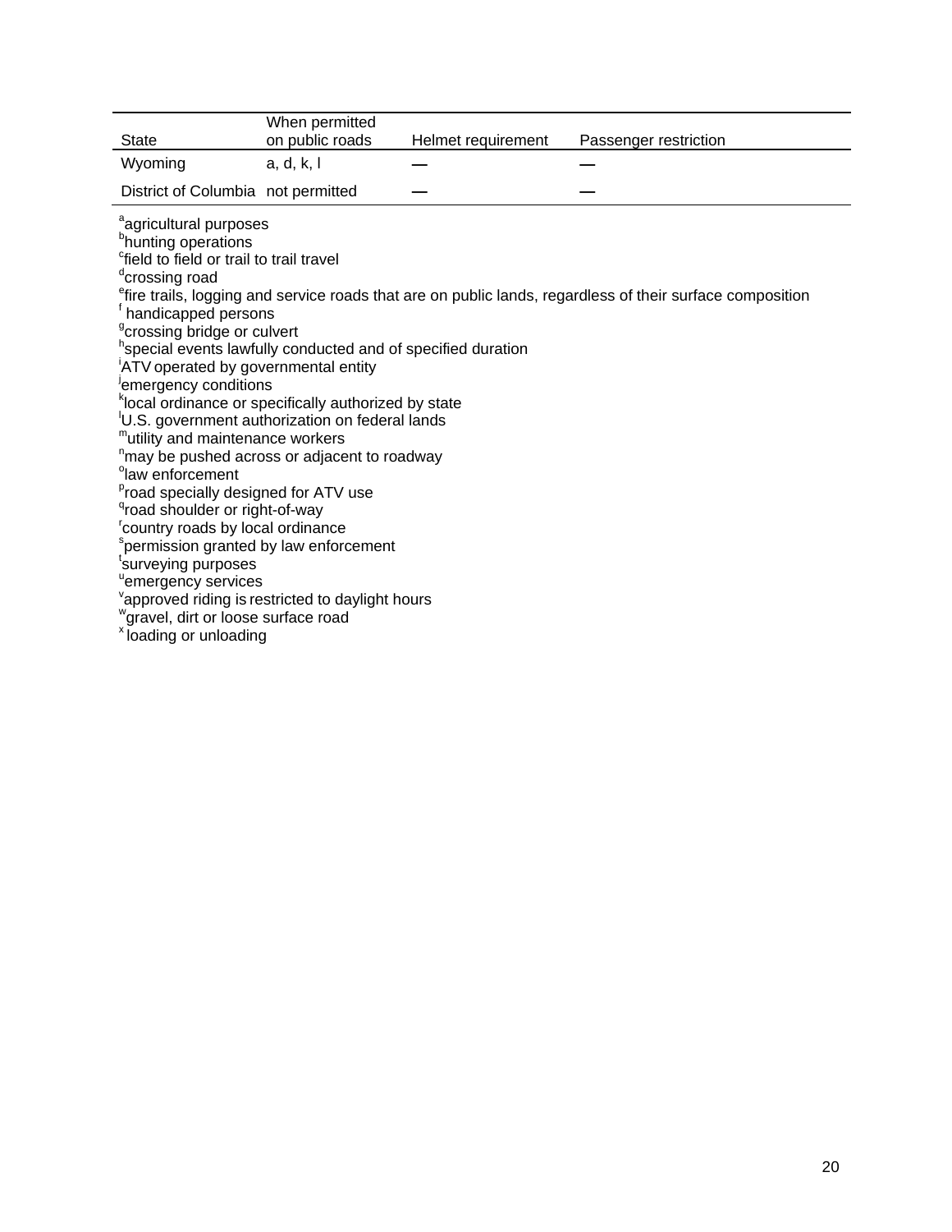| State | When permitted on public roads | Helmet requirement | Passenger restriction |
|---|---|---|---|
| Wyoming | a, d, k, l | — | — |
| District of Columbia | not permitted | — | — |

[a]agricultural purposes
[b]hunting operations
[c]field to field or trail to trail travel
[d]crossing road
[e]fire trails, logging and service roads that are on public lands, regardless of their surface composition
[f] handicapped persons
[g]crossing bridge or culvert
[h]special events lawfully conducted and of specified duration
[i]ATV operated by governmental entity
[j]emergency conditions
[k]local ordinance or specifically authorized by state
[l]U.S. government authorization on federal lands
[m]utility and maintenance workers
[n]may be pushed across or adjacent to roadway
[o]law enforcement
[p]road specially designed for ATV use
[q]road shoulder or right-of-way
[r]country roads by local ordinance
[s]permission granted by law enforcement
[t]surveying purposes
[u]emergency services
[v]approved riding is restricted to daylight hours
[w]gravel, dirt or loose surface road
[x] loading or unloading